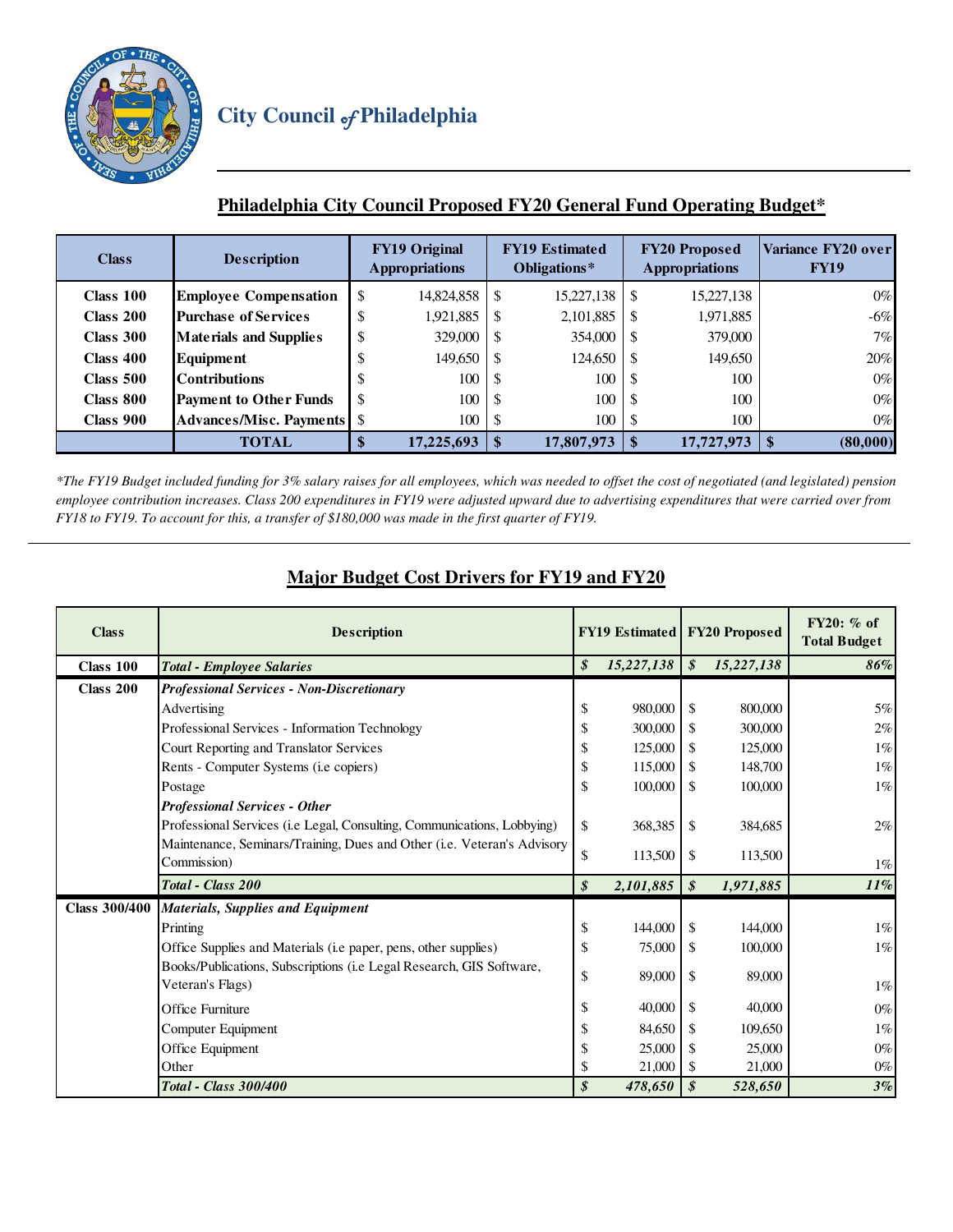# City Council of Philadelphia

## Philadelphia City Council Proposed FY20 General Fund Operating Budget*

| Class | Description | FY19 Original Appropriations | FY19 Estimated Obligations* | FY20 Proposed Appropriations | Variance FY20 over FY19 |
|---|---|---|---|---|---|
| Class 100 | Employee Compensation | $ 14,824,858 | $ 15,227,138 | $ 15,227,138 | 0% |
| Class 200 | Purchase of Services | $ 1,921,885 | $ 2,101,885 | $ 1,971,885 | -6% |
| Class 300 | Materials and Supplies | $ 329,000 | $ 354,000 | $ 379,000 | 7% |
| Class 400 | Equipment | $ 149,650 | $ 124,650 | $ 149,650 | 20% |
| Class 500 | Contributions | $ 100 | $ 100 | $ 100 | 0% |
| Class 800 | Payment to Other Funds | $ 100 | $ 100 | $ 100 | 0% |
| Class 900 | Advances/Misc. Payments | $ 100 | $ 100 | $ 100 | 0% |
| | **TOTAL** | **$ 17,225,693** | **$ 17,807,973** | **$ 17,727,973** | **$ (80,000)** |

*\*The FY19 Budget included funding for 3% salary raises for all employees, which was needed to offset the cost of negotiated (and legislated) pension employee contribution increases. Class 200 expenditures in FY19 were adjusted upward due to advertising expenditures that were carried over from FY18 to FY19. To account for this, a transfer of $180,000 was made in the first quarter of FY19.*

## Major Budget Cost Drivers for FY19 and FY20

| Class | Description | FY19 Estimated | FY20 Proposed | FY20: % of Total Budget |
|---|---|---|---|---|
| Class 100 | ***Total - Employee Salaries*** | ***$ 15,227,138*** | ***$ 15,227,138*** | ***86%*** |
| Class 200 | ***Professional Services - Non-Discretionary*** | | | |
| | Advertising | $ 980,000 | $ 800,000 | 5% |
| | Professional Services - Information Technology | $ 300,000 | $ 300,000 | 2% |
| | Court Reporting and Translator Services | $ 125,000 | $ 125,000 | 1% |
| | Rents - Computer Systems (i.e copiers) | $ 115,000 | $ 148,700 | 1% |
| | Postage | $ 100,000 | $ 100,000 | 1% |
| | ***Professional Services - Other*** | | | |
| | Professional Services (i.e Legal, Consulting, Communications, Lobbying) | $ 368,385 | $ 384,685 | 2% |
| | Maintenance, Seminars/Training, Dues and Other (i.e. Veteran's Advisory Commission) | $ 113,500 | $ 113,500 | 1% |
| | ***Total - Class 200*** | ***$ 2,101,885*** | ***$ 1,971,885*** | ***11%*** |
| Class 300/400 | ***Materials, Supplies and Equipment*** | | | |
| | Printing | $ 144,000 | $ 144,000 | 1% |
| | Office Supplies and Materials (i.e paper, pens, other supplies) | $ 75,000 | $ 100,000 | 1% |
| | Books/Publications, Subscriptions (i.e Legal Research, GIS Software, Veteran's Flags) | $ 89,000 | $ 89,000 | 1% |
| | Office Furniture | $ 40,000 | $ 40,000 | 0% |
| | Computer Equipment | $ 84,650 | $ 109,650 | 1% |
| | Office Equipment | $ 25,000 | $ 25,000 | 0% |
| | Other | $ 21,000 | $ 21,000 | 0% |
| | ***Total - Class 300/400*** | ***$ 478,650*** | ***$ 528,650*** | ***3%*** |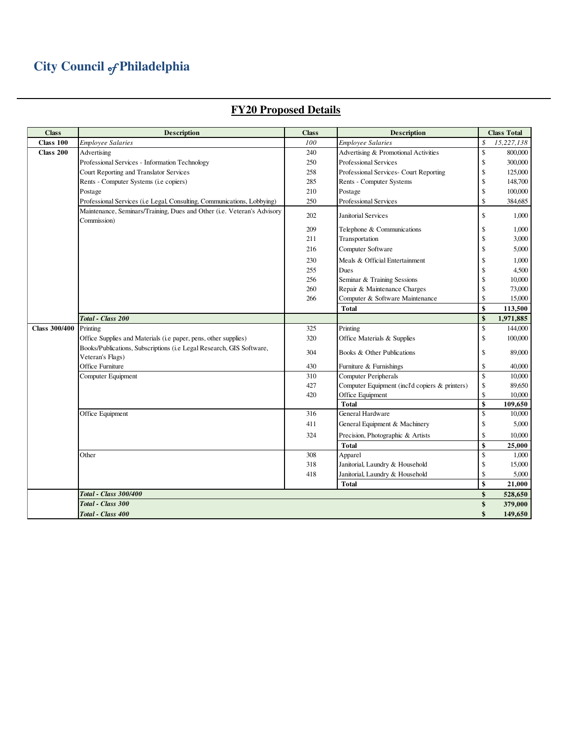# City Council of Philadelphia

## FY20 Proposed Details

| Class | Description | Class | Description | Class Total |
|---|---|---|---|---|
| **Class 100** | *Employee Salaries* | *100* | *Employee Salaries* | *$ 15,227,138* |
| **Class 200** | Advertising | 240 | Advertising & Promotional Activities | $ 800,000 |
| | Professional Services - Information Technology | 250 | Professional Services | $ 300,000 |
| | Court Reporting and Translator Services | 258 | Professional Services- Court Reporting | $ 125,000 |
| | Rents - Computer Systems (i.e copiers) | 285 | Rents - Computer Systems | $ 148,700 |
| | Postage | 210 | Postage | $ 100,000 |
| | Professional Services (i.e Legal, Consulting, Communications, Lobbying) | 250 | Professional Services | $ 384,685 |
| | Maintenance, Seminars/Training, Dues and Other (i.e. Veteran's Advisory Commission) | 202 | Janitorial Services | $ 1,000 |
| | | 209 | Telephone & Communications | $ 1,000 |
| | | 211 | Transportation | $ 3,000 |
| | | 216 | Computer Software | $ 5,000 |
| | | 230 | Meals & Official Entertainment | $ 1,000 |
| | | 255 | Dues | $ 4,500 |
| | | 256 | Seminar & Training Sessions | $ 10,000 |
| | | 260 | Repair & Maintenance Charges | $ 73,000 |
| | | 266 | Computer & Software Maintenance | $ 15,000 |
| | | | **Total** | **$ 113,500** |
| | ***Total - Class 200*** | | | **$ 1,971,885** |
| **Class 300/400** | Printing | 325 | Printing | $ 144,000 |
| | Office Supplies and Materials (i.e paper, pens, other supplies) | 320 | Office Materials & Supplies | $ 100,000 |
| | Books/Publications, Subscriptions (i.e Legal Research, GIS Software, Veteran's Flags) | 304 | Books & Other Publications | $ 89,000 |
| | Office Furniture | 430 | Furniture & Furnishings | $ 40,000 |
| | Computer Equipment | 310 | Computer Peripherals | $ 10,000 |
| | | 427 | Computer Equipment (incl'd copiers & printers) | $ 89,650 |
| | | 420 | Office Equipment | $ 10,000 |
| | | | **Total** | **$ 109,650** |
| | Office Equipment | 316 | General Hardware | $ 10,000 |
| | | 411 | General Equipment & Machinery | $ 5,000 |
| | | 324 | Precision, Photographic & Artists | $ 10,000 |
| | | | **Total** | **$ 25,000** |
| | Other | 308 | Apparel | $ 1,000 |
| | | 318 | Janitorial, Laundry & Household | $ 15,000 |
| | | 418 | Janitorial, Laundry & Household | $ 5,000 |
| | | | **Total** | **$ 21,000** |
| | ***Total - Class 300/400*** | | | **$ 528,650** |
| | ***Total - Class 300*** | | | **$ 379,000** |
| | ***Total - Class 400*** | | | **$ 149,650** |